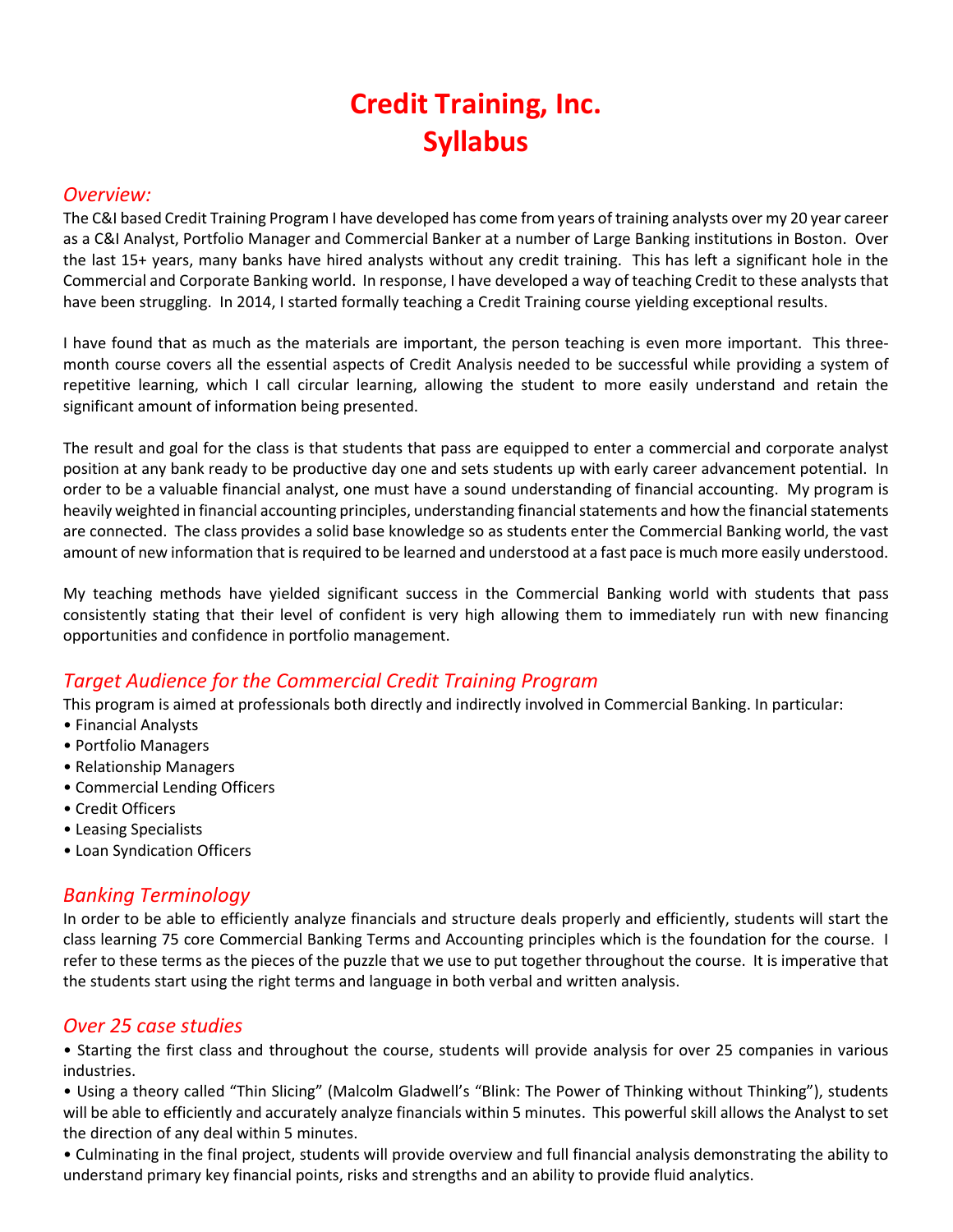# Credit Training, Inc.
# Syllabus

## *Overview:*

The C&I based Credit Training Program I have developed has come from years of training analysts over my 20 year career as a C&I Analyst, Portfolio Manager and Commercial Banker at a number of Large Banking institutions in Boston. Over the last 15+ years, many banks have hired analysts without any credit training. This has left a significant hole in the Commercial and Corporate Banking world. In response, I have developed a way of teaching Credit to these analysts that have been struggling. In 2014, I started formally teaching a Credit Training course yielding exceptional results.

I have found that as much as the materials are important, the person teaching is even more important. This three-month course covers all the essential aspects of Credit Analysis needed to be successful while providing a system of repetitive learning, which I call circular learning, allowing the student to more easily understand and retain the significant amount of information being presented.

The result and goal for the class is that students that pass are equipped to enter a commercial and corporate analyst position at any bank ready to be productive day one and sets students up with early career advancement potential. In order to be a valuable financial analyst, one must have a sound understanding of financial accounting. My program is heavily weighted in financial accounting principles, understanding financial statements and how the financial statements are connected. The class provides a solid base knowledge so as students enter the Commercial Banking world, the vast amount of new information that is required to be learned and understood at a fast pace is much more easily understood.

My teaching methods have yielded significant success in the Commercial Banking world with students that pass consistently stating that their level of confident is very high allowing them to immediately run with new financing opportunities and confidence in portfolio management.

## *Target Audience for the Commercial Credit Training Program*

This program is aimed at professionals both directly and indirectly involved in Commercial Banking. In particular:

- Financial Analysts
- Portfolio Managers
- Relationship Managers
- Commercial Lending Officers
- Credit Officers
- Leasing Specialists
- Loan Syndication Officers

## *Banking Terminology*

In order to be able to efficiently analyze financials and structure deals properly and efficiently, students will start the class learning 75 core Commercial Banking Terms and Accounting principles which is the foundation for the course. I refer to these terms as the pieces of the puzzle that we use to put together throughout the course. It is imperative that the students start using the right terms and language in both verbal and written analysis.

## *Over 25 case studies*

- Starting the first class and throughout the course, students will provide analysis for over 25 companies in various industries.
- Using a theory called "Thin Slicing" (Malcolm Gladwell's "Blink: The Power of Thinking without Thinking"), students will be able to efficiently and accurately analyze financials within 5 minutes. This powerful skill allows the Analyst to set the direction of any deal within 5 minutes.
- Culminating in the final project, students will provide overview and full financial analysis demonstrating the ability to understand primary key financial points, risks and strengths and an ability to provide fluid analytics.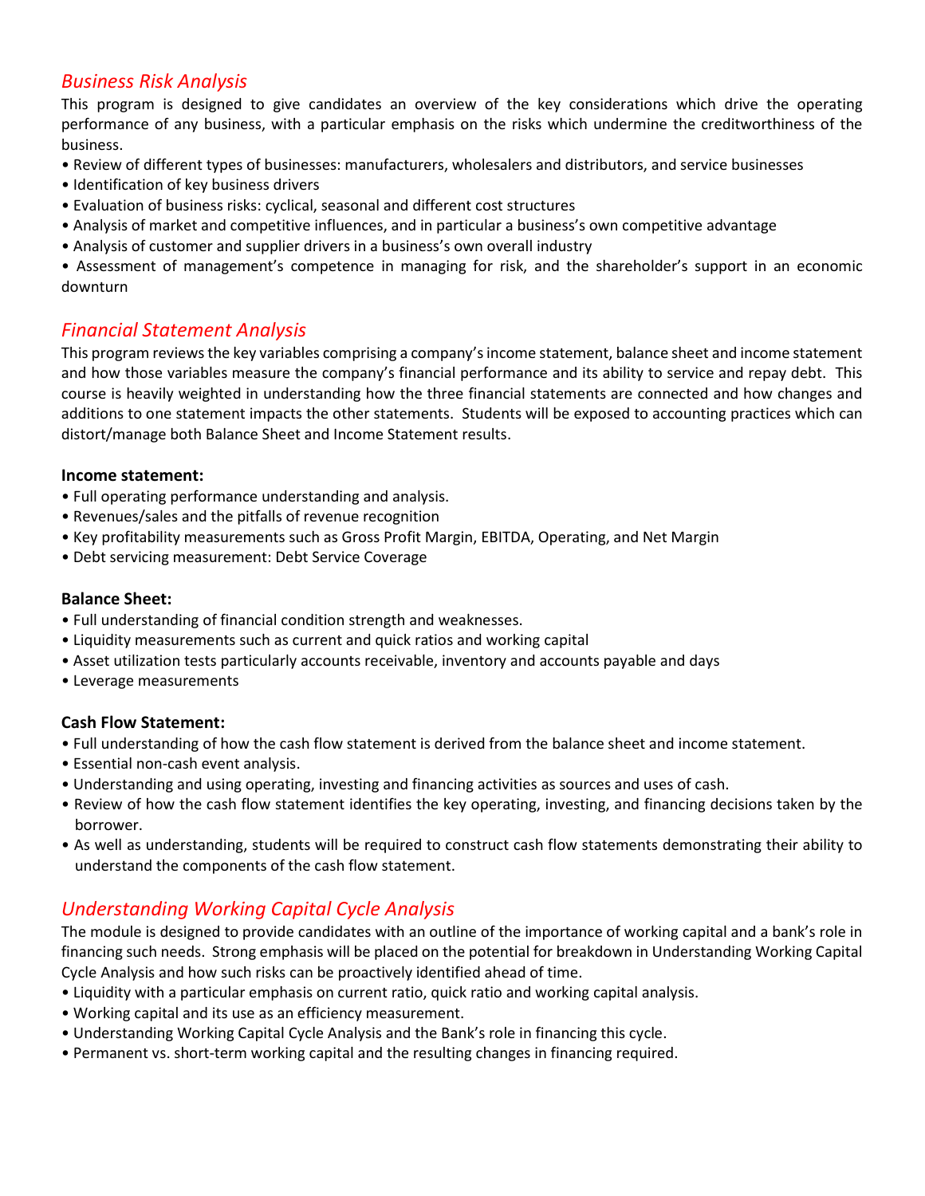## *Business Risk Analysis*

This program is designed to give candidates an overview of the key considerations which drive the operating performance of any business, with a particular emphasis on the risks which undermine the creditworthiness of the business.

- Review of different types of businesses: manufacturers, wholesalers and distributors, and service businesses
- Identification of key business drivers
- Evaluation of business risks: cyclical, seasonal and different cost structures
- Analysis of market and competitive influences, and in particular a business's own competitive advantage
- Analysis of customer and supplier drivers in a business's own overall industry
- Assessment of management's competence in managing for risk, and the shareholder's support in an economic downturn

## *Financial Statement Analysis*

This program reviews the key variables comprising a company's income statement, balance sheet and income statement and how those variables measure the company's financial performance and its ability to service and repay debt. This course is heavily weighted in understanding how the three financial statements are connected and how changes and additions to one statement impacts the other statements. Students will be exposed to accounting practices which can distort/manage both Balance Sheet and Income Statement results.

**Income statement:**

- Full operating performance understanding and analysis.
- Revenues/sales and the pitfalls of revenue recognition
- Key profitability measurements such as Gross Profit Margin, EBITDA, Operating, and Net Margin
- Debt servicing measurement: Debt Service Coverage

**Balance Sheet:**

- Full understanding of financial condition strength and weaknesses.
- Liquidity measurements such as current and quick ratios and working capital
- Asset utilization tests particularly accounts receivable, inventory and accounts payable and days
- Leverage measurements

**Cash Flow Statement:**

- Full understanding of how the cash flow statement is derived from the balance sheet and income statement.
- Essential non-cash event analysis.
- Understanding and using operating, investing and financing activities as sources and uses of cash.
- Review of how the cash flow statement identifies the key operating, investing, and financing decisions taken by the borrower.
- As well as understanding, students will be required to construct cash flow statements demonstrating their ability to understand the components of the cash flow statement.

## *Understanding Working Capital Cycle Analysis*

The module is designed to provide candidates with an outline of the importance of working capital and a bank's role in financing such needs. Strong emphasis will be placed on the potential for breakdown in Understanding Working Capital Cycle Analysis and how such risks can be proactively identified ahead of time.

- Liquidity with a particular emphasis on current ratio, quick ratio and working capital analysis.
- Working capital and its use as an efficiency measurement.
- Understanding Working Capital Cycle Analysis and the Bank's role in financing this cycle.
- Permanent vs. short-term working capital and the resulting changes in financing required.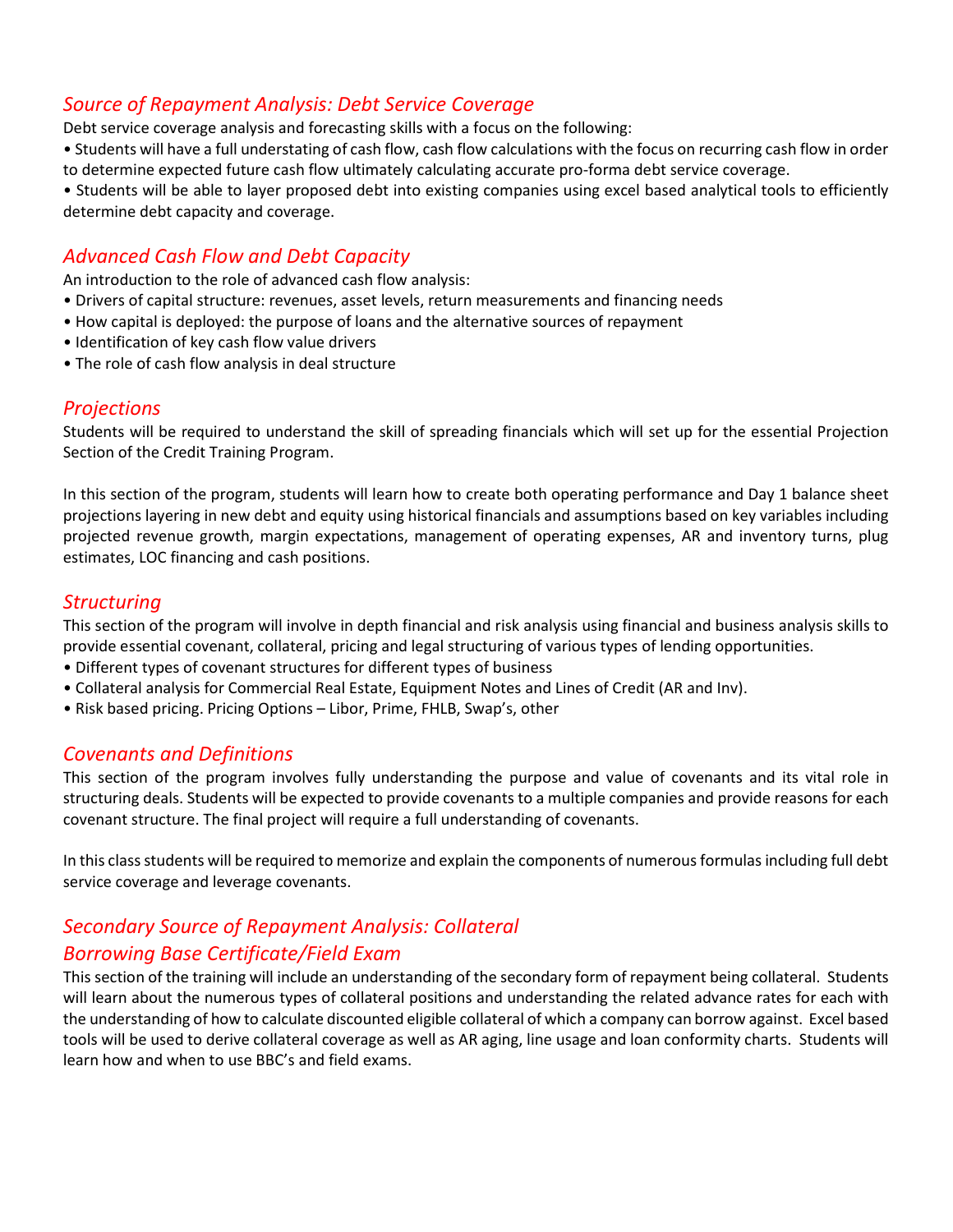## *Source of Repayment Analysis: Debt Service Coverage*

Debt service coverage analysis and forecasting skills with a focus on the following:

- Students will have a full understating of cash flow, cash flow calculations with the focus on recurring cash flow in order to determine expected future cash flow ultimately calculating accurate pro-forma debt service coverage.
- Students will be able to layer proposed debt into existing companies using excel based analytical tools to efficiently determine debt capacity and coverage.

## *Advanced Cash Flow and Debt Capacity*

An introduction to the role of advanced cash flow analysis:

- Drivers of capital structure: revenues, asset levels, return measurements and financing needs
- How capital is deployed: the purpose of loans and the alternative sources of repayment
- Identification of key cash flow value drivers
- The role of cash flow analysis in deal structure

## *Projections*

Students will be required to understand the skill of spreading financials which will set up for the essential Projection Section of the Credit Training Program.

In this section of the program, students will learn how to create both operating performance and Day 1 balance sheet projections layering in new debt and equity using historical financials and assumptions based on key variables including projected revenue growth, margin expectations, management of operating expenses, AR and inventory turns, plug estimates, LOC financing and cash positions.

## *Structuring*

This section of the program will involve in depth financial and risk analysis using financial and business analysis skills to provide essential covenant, collateral, pricing and legal structuring of various types of lending opportunities.

- Different types of covenant structures for different types of business
- Collateral analysis for Commercial Real Estate, Equipment Notes and Lines of Credit (AR and Inv).
- Risk based pricing. Pricing Options – Libor, Prime, FHLB, Swap's, other

## *Covenants and Definitions*

This section of the program involves fully understanding the purpose and value of covenants and its vital role in structuring deals. Students will be expected to provide covenants to a multiple companies and provide reasons for each covenant structure. The final project will require a full understanding of covenants.

In this class students will be required to memorize and explain the components of numerous formulas including full debt service coverage and leverage covenants.

## *Secondary Source of Repayment Analysis: Collateral*
## *Borrowing Base Certificate/Field Exam*

This section of the training will include an understanding of the secondary form of repayment being collateral. Students will learn about the numerous types of collateral positions and understanding the related advance rates for each with the understanding of how to calculate discounted eligible collateral of which a company can borrow against. Excel based tools will be used to derive collateral coverage as well as AR aging, line usage and loan conformity charts. Students will learn how and when to use BBC's and field exams.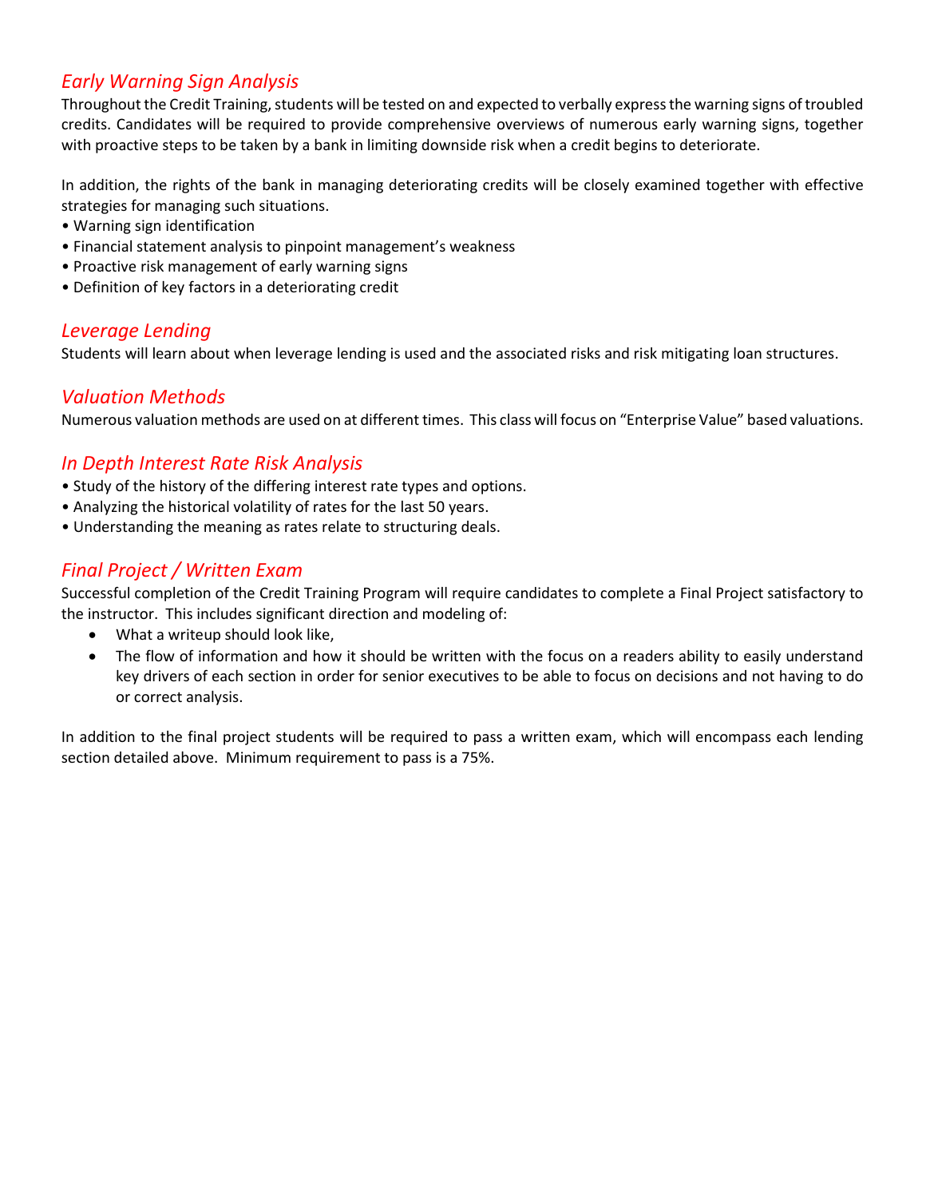## *Early Warning Sign Analysis*

Throughout the Credit Training, students will be tested on and expected to verbally express the warning signs of troubled credits. Candidates will be required to provide comprehensive overviews of numerous early warning signs, together with proactive steps to be taken by a bank in limiting downside risk when a credit begins to deteriorate.

In addition, the rights of the bank in managing deteriorating credits will be closely examined together with effective strategies for managing such situations.

- Warning sign identification
- Financial statement analysis to pinpoint management's weakness
- Proactive risk management of early warning signs
- Definition of key factors in a deteriorating credit

## *Leverage Lending*

Students will learn about when leverage lending is used and the associated risks and risk mitigating loan structures.

## *Valuation Methods*

Numerous valuation methods are used on at different times. This class will focus on "Enterprise Value" based valuations.

## *In Depth Interest Rate Risk Analysis*

- Study of the history of the differing interest rate types and options.
- Analyzing the historical volatility of rates for the last 50 years.
- Understanding the meaning as rates relate to structuring deals.

## *Final Project / Written Exam*

Successful completion of the Credit Training Program will require candidates to complete a Final Project satisfactory to the instructor. This includes significant direction and modeling of:

- What a writeup should look like,
- The flow of information and how it should be written with the focus on a readers ability to easily understand key drivers of each section in order for senior executives to be able to focus on decisions and not having to do or correct analysis.

In addition to the final project students will be required to pass a written exam, which will encompass each lending section detailed above. Minimum requirement to pass is a 75%.